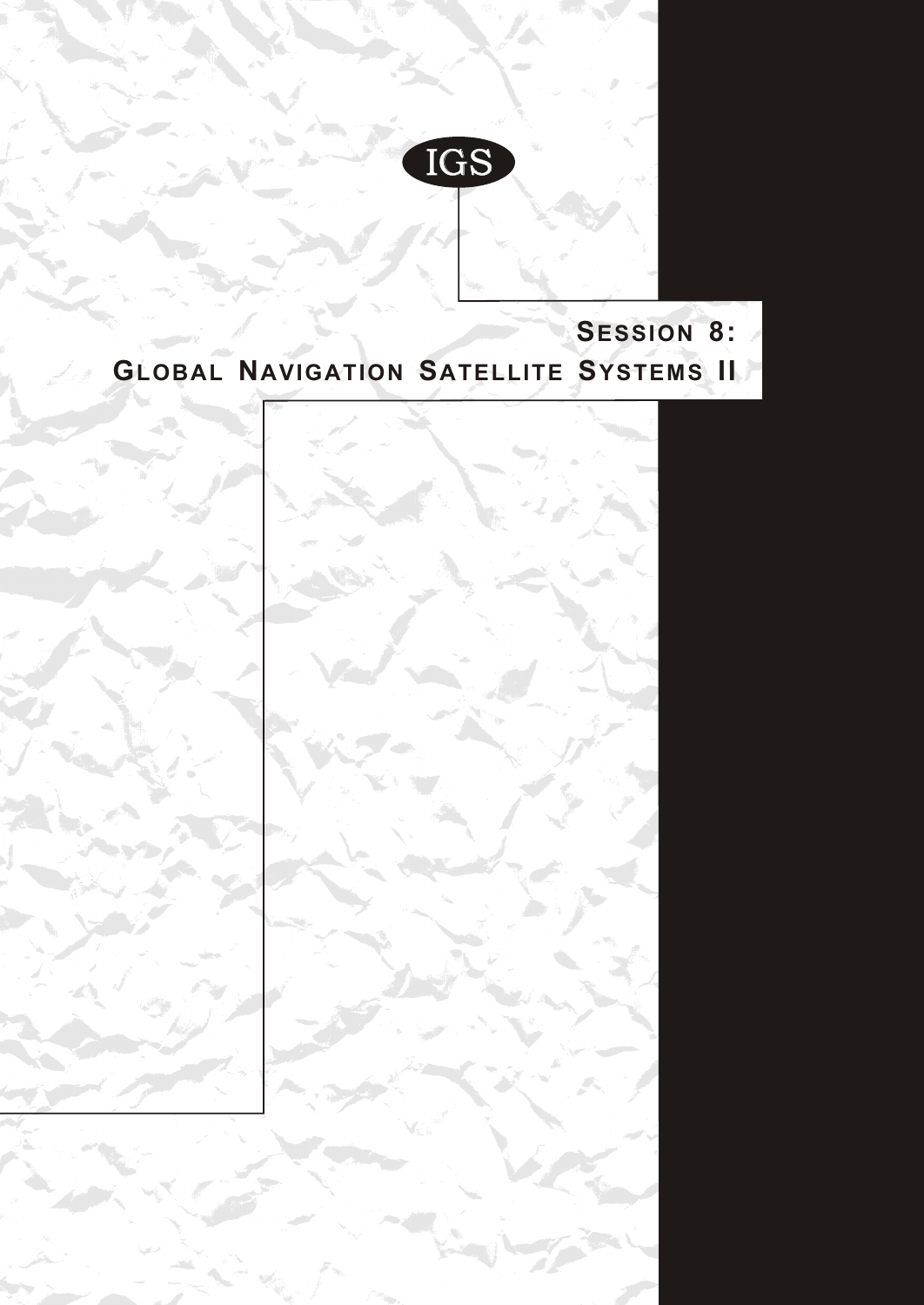IGS

# Session 8: Global Navigation Satellite Systems II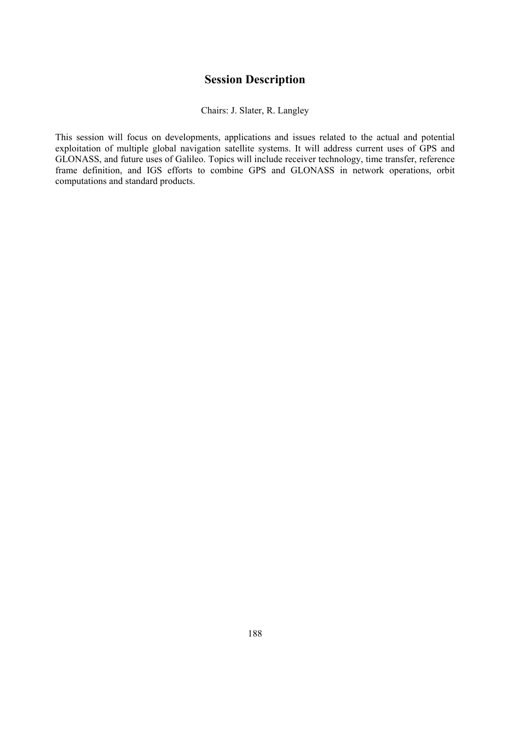# Session Description

Chairs: J. Slater, R. Langley

This session will focus on developments, applications and issues related to the actual and potential exploitation of multiple global navigation satellite systems. It will address current uses of GPS and GLONASS, and future uses of Galileo. Topics will include receiver technology, time transfer, reference frame definition, and IGS efforts to combine GPS and GLONASS in network operations, orbit computations and standard products.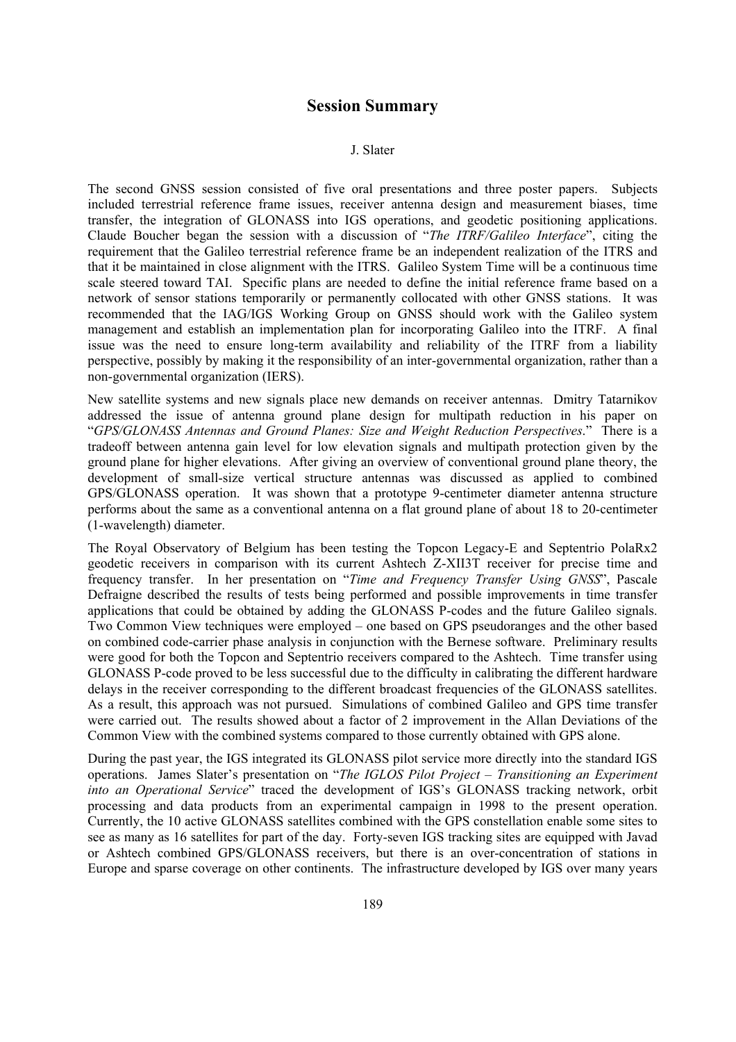# Session Summary

J. Slater

The second GNSS session consisted of five oral presentations and three poster papers. Subjects included terrestrial reference frame issues, receiver antenna design and measurement biases, time transfer, the integration of GLONASS into IGS operations, and geodetic positioning applications. Claude Boucher began the session with a discussion of "*The ITRF/Galileo Interface*", citing the requirement that the Galileo terrestrial reference frame be an independent realization of the ITRS and that it be maintained in close alignment with the ITRS. Galileo System Time will be a continuous time scale steered toward TAI. Specific plans are needed to define the initial reference frame based on a network of sensor stations temporarily or permanently collocated with other GNSS stations. It was recommended that the IAG/IGS Working Group on GNSS should work with the Galileo system management and establish an implementation plan for incorporating Galileo into the ITRF. A final issue was the need to ensure long-term availability and reliability of the ITRF from a liability perspective, possibly by making it the responsibility of an inter-governmental organization, rather than a non-governmental organization (IERS).

New satellite systems and new signals place new demands on receiver antennas. Dmitry Tatarnikov addressed the issue of antenna ground plane design for multipath reduction in his paper on "*GPS/GLONASS Antennas and Ground Planes: Size and Weight Reduction Perspectives*." There is a tradeoff between antenna gain level for low elevation signals and multipath protection given by the ground plane for higher elevations. After giving an overview of conventional ground plane theory, the development of small-size vertical structure antennas was discussed as applied to combined GPS/GLONASS operation. It was shown that a prototype 9-centimeter diameter antenna structure performs about the same as a conventional antenna on a flat ground plane of about 18 to 20-centimeter (1-wavelength) diameter.

The Royal Observatory of Belgium has been testing the Topcon Legacy-E and Septentrio PolaRx2 geodetic receivers in comparison with its current Ashtech Z-XII3T receiver for precise time and frequency transfer. In her presentation on "*Time and Frequency Transfer Using GNSS*", Pascale Defraigne described the results of tests being performed and possible improvements in time transfer applications that could be obtained by adding the GLONASS P-codes and the future Galileo signals. Two Common View techniques were employed – one based on GPS pseudoranges and the other based on combined code-carrier phase analysis in conjunction with the Bernese software. Preliminary results were good for both the Topcon and Septentrio receivers compared to the Ashtech. Time transfer using GLONASS P-code proved to be less successful due to the difficulty in calibrating the different hardware delays in the receiver corresponding to the different broadcast frequencies of the GLONASS satellites. As a result, this approach was not pursued. Simulations of combined Galileo and GPS time transfer were carried out. The results showed about a factor of 2 improvement in the Allan Deviations of the Common View with the combined systems compared to those currently obtained with GPS alone.

During the past year, the IGS integrated its GLONASS pilot service more directly into the standard IGS operations. James Slater's presentation on "*The IGLOS Pilot Project – Transitioning an Experiment into an Operational Service*" traced the development of IGS's GLONASS tracking network, orbit processing and data products from an experimental campaign in 1998 to the present operation. Currently, the 10 active GLONASS satellites combined with the GPS constellation enable some sites to see as many as 16 satellites for part of the day. Forty-seven IGS tracking sites are equipped with Javad or Ashtech combined GPS/GLONASS receivers, but there is an over-concentration of stations in Europe and sparse coverage on other continents. The infrastructure developed by IGS over many years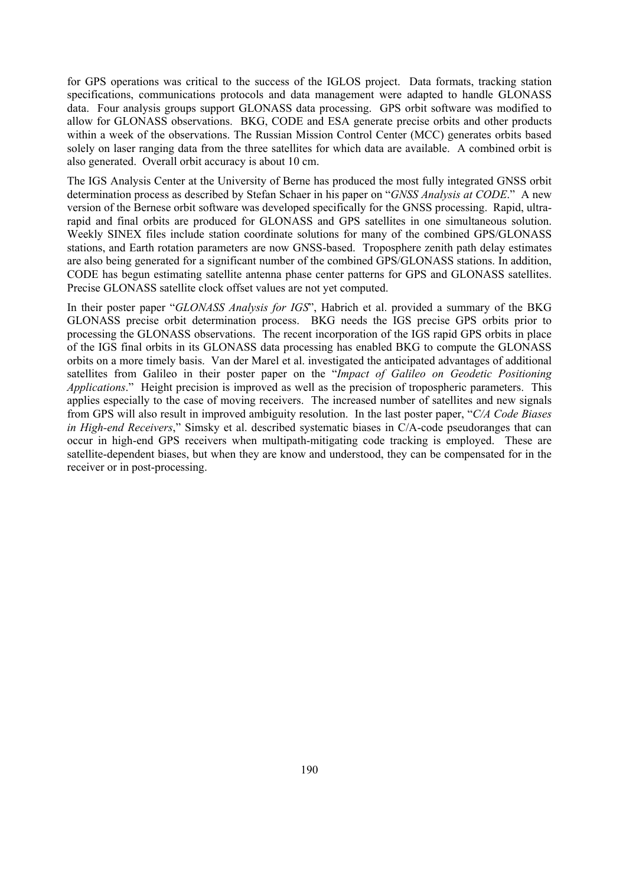for GPS operations was critical to the success of the IGLOS project. Data formats, tracking station specifications, communications protocols and data management were adapted to handle GLONASS data. Four analysis groups support GLONASS data processing. GPS orbit software was modified to allow for GLONASS observations. BKG, CODE and ESA generate precise orbits and other products within a week of the observations. The Russian Mission Control Center (MCC) generates orbits based solely on laser ranging data from the three satellites for which data are available. A combined orbit is also generated. Overall orbit accuracy is about 10 cm.

The IGS Analysis Center at the University of Berne has produced the most fully integrated GNSS orbit determination process as described by Stefan Schaer in his paper on "*GNSS Analysis at CODE*." A new version of the Bernese orbit software was developed specifically for the GNSS processing. Rapid, ultra-rapid and final orbits are produced for GLONASS and GPS satellites in one simultaneous solution. Weekly SINEX files include station coordinate solutions for many of the combined GPS/GLONASS stations, and Earth rotation parameters are now GNSS-based. Troposphere zenith path delay estimates are also being generated for a significant number of the combined GPS/GLONASS stations. In addition, CODE has begun estimating satellite antenna phase center patterns for GPS and GLONASS satellites. Precise GLONASS satellite clock offset values are not yet computed.

In their poster paper "*GLONASS Analysis for IGS*", Habrich et al. provided a summary of the BKG GLONASS precise orbit determination process. BKG needs the IGS precise GPS orbits prior to processing the GLONASS observations. The recent incorporation of the IGS rapid GPS orbits in place of the IGS final orbits in its GLONASS data processing has enabled BKG to compute the GLONASS orbits on a more timely basis. Van der Marel et al. investigated the anticipated advantages of additional satellites from Galileo in their poster paper on the "*Impact of Galileo on Geodetic Positioning Applications*." Height precision is improved as well as the precision of tropospheric parameters. This applies especially to the case of moving receivers. The increased number of satellites and new signals from GPS will also result in improved ambiguity resolution. In the last poster paper, "*C/A Code Biases in High-end Receivers*," Simsky et al. described systematic biases in C/A-code pseudoranges that can occur in high-end GPS receivers when multipath-mitigating code tracking is employed. These are satellite-dependent biases, but when they are know and understood, they can be compensated for in the receiver or in post-processing.